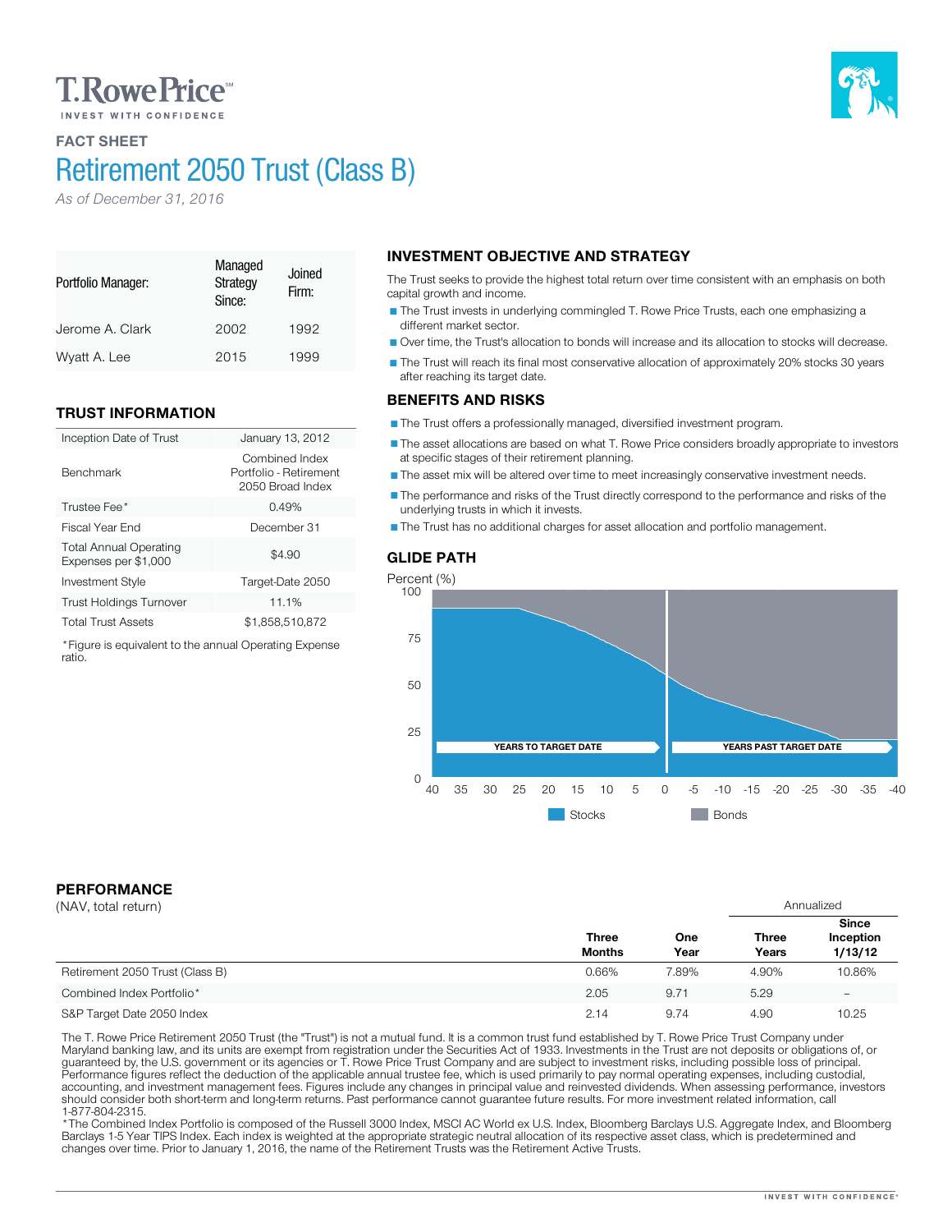T. Rowe Price℠

INVEST WITH CONFIDENCE

**FACT SHEET**

# Retirement 2050 Trust (Class B)

*As of December 31, 2016*

| Portfolio Manager: | Managed Strategy Since: | Joined Firm: |
|---|---|---|
| Jerome A. Clark | 2002 | 1992 |
| Wyatt A. Lee | 2015 | 1999 |

## TRUST INFORMATION

| | |
|---|---|
| Inception Date of Trust | January 13, 2012 |
| Benchmark | Combined Index Portfolio - Retirement 2050 Broad Index |
| Trustee Fee* | 0.49% |
| Fiscal Year End | December 31 |
| Total Annual Operating Expenses per $1,000 | $4.90 |
| Investment Style | Target-Date 2050 |
| Trust Holdings Turnover | 11.1% |
| Total Trust Assets | $1,858,510,872 |

*Figure is equivalent to the annual Operating Expense ratio.

## INVESTMENT OBJECTIVE AND STRATEGY

The Trust seeks to provide the highest total return over time consistent with an emphasis on both capital growth and income.

- The Trust invests in underlying commingled T. Rowe Price Trusts, each one emphasizing a different market sector.
- Over time, the Trust's allocation to bonds will increase and its allocation to stocks will decrease.
- The Trust will reach its final most conservative allocation of approximately 20% stocks 30 years after reaching its target date.

## BENEFITS AND RISKS

- The Trust offers a professionally managed, diversified investment program.
- The asset allocations are based on what T. Rowe Price considers broadly appropriate to investors at specific stages of their retirement planning.
- The asset mix will be altered over time to meet increasingly conservative investment needs.
- The performance and risks of the Trust directly correspond to the performance and risks of the underlying trusts in which it invests.
- The Trust has no additional charges for asset allocation and portfolio management.

## GLIDE PATH

Percent (%): 100, 75, 50, 25, 0

YEARS TO TARGET DATE — YEARS PAST TARGET DATE

40 35 30 25 20 15 10 5 0 -5 -10 -15 -20 -25 -30 -35 -40

Stocks  Bonds

## PERFORMANCE

(NAV, total return)

| | Three Months | One Year | Annualized: Three Years | Annualized: Since Inception 1/13/12 |
|---|---|---|---|---|
| Retirement 2050 Trust (Class B) | 0.66% | 7.89% | 4.90% | 10.86% |
| Combined Index Portfolio* | 2.05 | 9.71 | 5.29 | – |
| S&P Target Date 2050 Index | 2.14 | 9.74 | 4.90 | 10.25 |

The T. Rowe Price Retirement 2050 Trust (the "Trust") is not a mutual fund. It is a common trust fund established by T. Rowe Price Trust Company under Maryland banking law, and its units are exempt from registration under the Securities Act of 1933. Investments in the Trust are not deposits or obligations of, or guaranteed by, the U.S. government or its agencies or T. Rowe Price Trust Company and are subject to investment risks, including possible loss of principal. Performance figures reflect the deduction of the applicable annual trustee fee, which is used primarily to pay normal operating expenses, including custodial, accounting, and investment management fees. Figures include any changes in principal value and reinvested dividends. When assessing performance, investors should consider both short-term and long-term returns. Past performance cannot guarantee future results. For more investment related information, call 1-877-804-2315.

*The Combined Index Portfolio is composed of the Russell 3000 Index, MSCI AC World ex U.S. Index, Bloomberg Barclays U.S. Aggregate Index, and Bloomberg Barclays 1-5 Year TIPS Index. Each index is weighted at the appropriate strategic neutral allocation of its respective asset class, which is predetermined and changes over time. Prior to January 1, 2016, the name of the Retirement Trusts was the Retirement Active Trusts.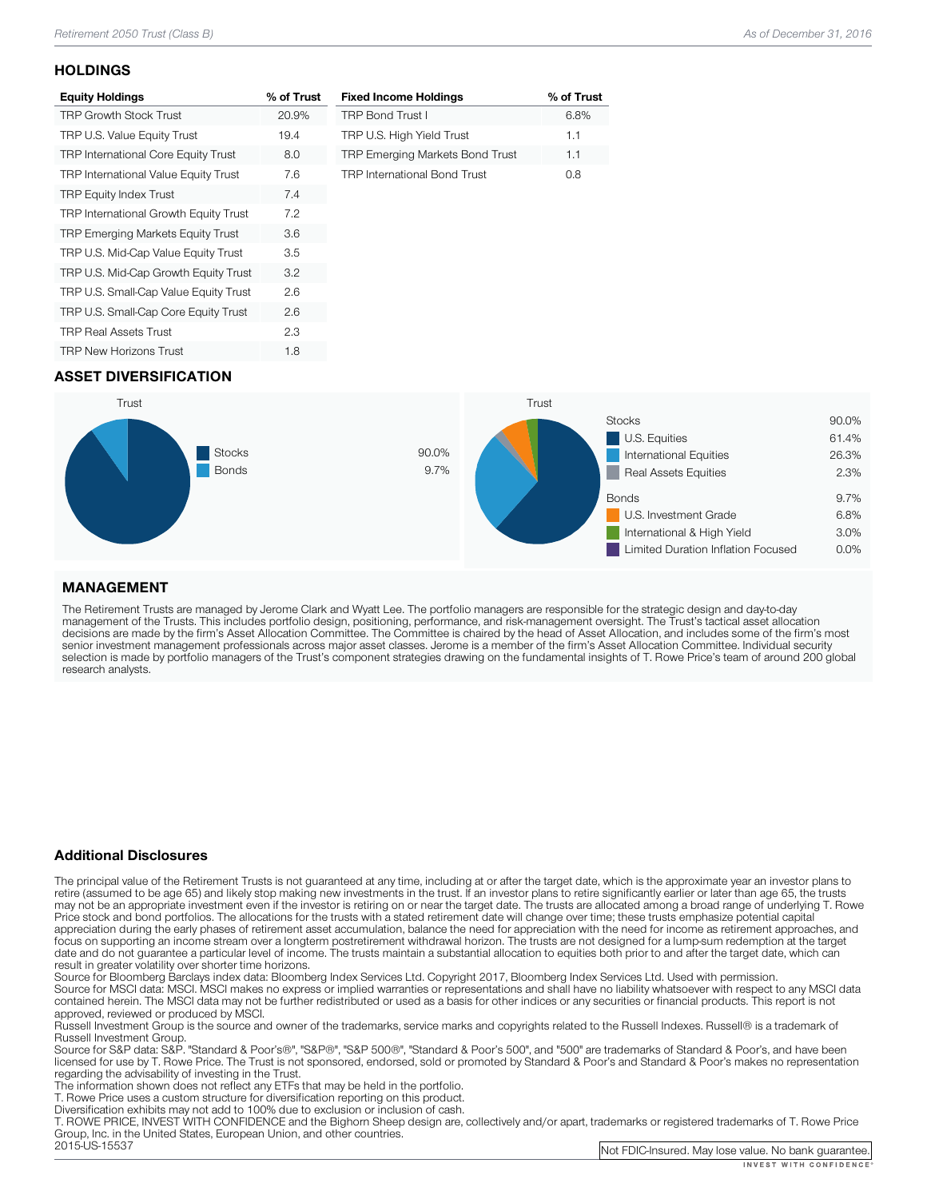## HOLDINGS

| Equity Holdings | % of Trust |
|---|---|
| TRP Growth Stock Trust | 20.9% |
| TRP U.S. Value Equity Trust | 19.4 |
| TRP International Core Equity Trust | 8.0 |
| TRP International Value Equity Trust | 7.6 |
| TRP Equity Index Trust | 7.4 |
| TRP International Growth Equity Trust | 7.2 |
| TRP Emerging Markets Equity Trust | 3.6 |
| TRP U.S. Mid-Cap Value Equity Trust | 3.5 |
| TRP U.S. Mid-Cap Growth Equity Trust | 3.2 |
| TRP U.S. Small-Cap Value Equity Trust | 2.6 |
| TRP U.S. Small-Cap Core Equity Trust | 2.6 |
| TRP Real Assets Trust | 2.3 |
| TRP New Horizons Trust | 1.8 |

| Fixed Income Holdings | % of Trust |
|---|---|
| TRP Bond Trust I | 6.8% |
| TRP U.S. High Yield Trust | 1.1 |
| TRP Emerging Markets Bond Trust | 1.1 |
| TRP International Bond Trust | 0.8 |

## ASSET DIVERSIFICATION

Trust

| | |
|---|---|
| Stocks | 90.0% |
| Bonds | 9.7% |

Trust

| | |
|---|---|
| Stocks | 90.0% |
| U.S. Equities | 61.4% |
| International Equities | 26.3% |
| Real Assets Equities | 2.3% |
| Bonds | 9.7% |
| U.S. Investment Grade | 6.8% |
| International & High Yield | 3.0% |
| Limited Duration Inflation Focused | 0.0% |

## MANAGEMENT

The Retirement Trusts are managed by Jerome Clark and Wyatt Lee. The portfolio managers are responsible for the strategic design and day-to-day management of the Trusts. This includes portfolio design, positioning, performance, and risk-management oversight. The Trust's tactical asset allocation decisions are made by the firm's Asset Allocation Committee. The Committee is chaired by the head of Asset Allocation, and includes some of the firm's most senior investment management professionals across major asset classes. Jerome is a member of the firm's Asset Allocation Committee. Individual security selection is made by portfolio managers of the Trust's component strategies drawing on the fundamental insights of T. Rowe Price's team of around 200 global research analysts.

### Additional Disclosures

The principal value of the Retirement Trusts is not guaranteed at any time, including at or after the target date, which is the approximate year an investor plans to retire (assumed to be age 65) and likely stop making new investments in the trust. If an investor plans to retire significantly earlier or later than age 65, the trusts may not be an appropriate investment even if the investor is retiring on or near the target date. The trusts are allocated among a broad range of underlying T. Rowe Price stock and bond portfolios. The allocations for the trusts with a stated retirement date will change over time; these trusts emphasize potential capital appreciation during the early phases of retirement asset accumulation, balance the need for appreciation with the need for income as retirement approaches, and focus on supporting an income stream over a longterm postretirement withdrawal horizon. The trusts are not designed for a lump-sum redemption at the target date and do not guarantee a particular level of income. The trusts maintain a substantial allocation to equities both prior to and after the target date, which can result in greater volatility over shorter time horizons.

Source for Bloomberg Barclays index data: Bloomberg Index Services Ltd. Copyright 2017, Bloomberg Index Services Ltd. Used with permission.

Source for MSCI data: MSCI. MSCI makes no express or implied warranties or representations and shall have no liability whatsoever with respect to any MSCI data contained herein. The MSCI data may not be further redistributed or used as a basis for other indices or any securities or financial products. This report is not approved, reviewed or produced by MSCI.

Russell Investment Group is the source and owner of the trademarks, service marks and copyrights related to the Russell Indexes. Russell® is a trademark of Russell Investment Group.

Source for S&P data: S&P. "Standard & Poor's®", "S&P®", "S&P 500®", "Standard & Poor's 500", and "500" are trademarks of Standard & Poor's, and have been licensed for use by T. Rowe Price. The Trust is not sponsored, endorsed, sold or promoted by Standard & Poor's and Standard & Poor's makes no representation regarding the advisability of investing in the Trust.

The information shown does not reflect any ETFs that may be held in the portfolio.

T. Rowe Price uses a custom structure for diversification reporting on this product.

Diversification exhibits may not add to 100% due to exclusion or inclusion of cash.

T. ROWE PRICE, INVEST WITH CONFIDENCE and the Bighorn Sheep design are, collectively and/or apart, trademarks or registered trademarks of T. Rowe Price Group, Inc. in the United States, European Union, and other countries.

2015-US-15537

Not FDIC-Insured. May lose value. No bank guarantee.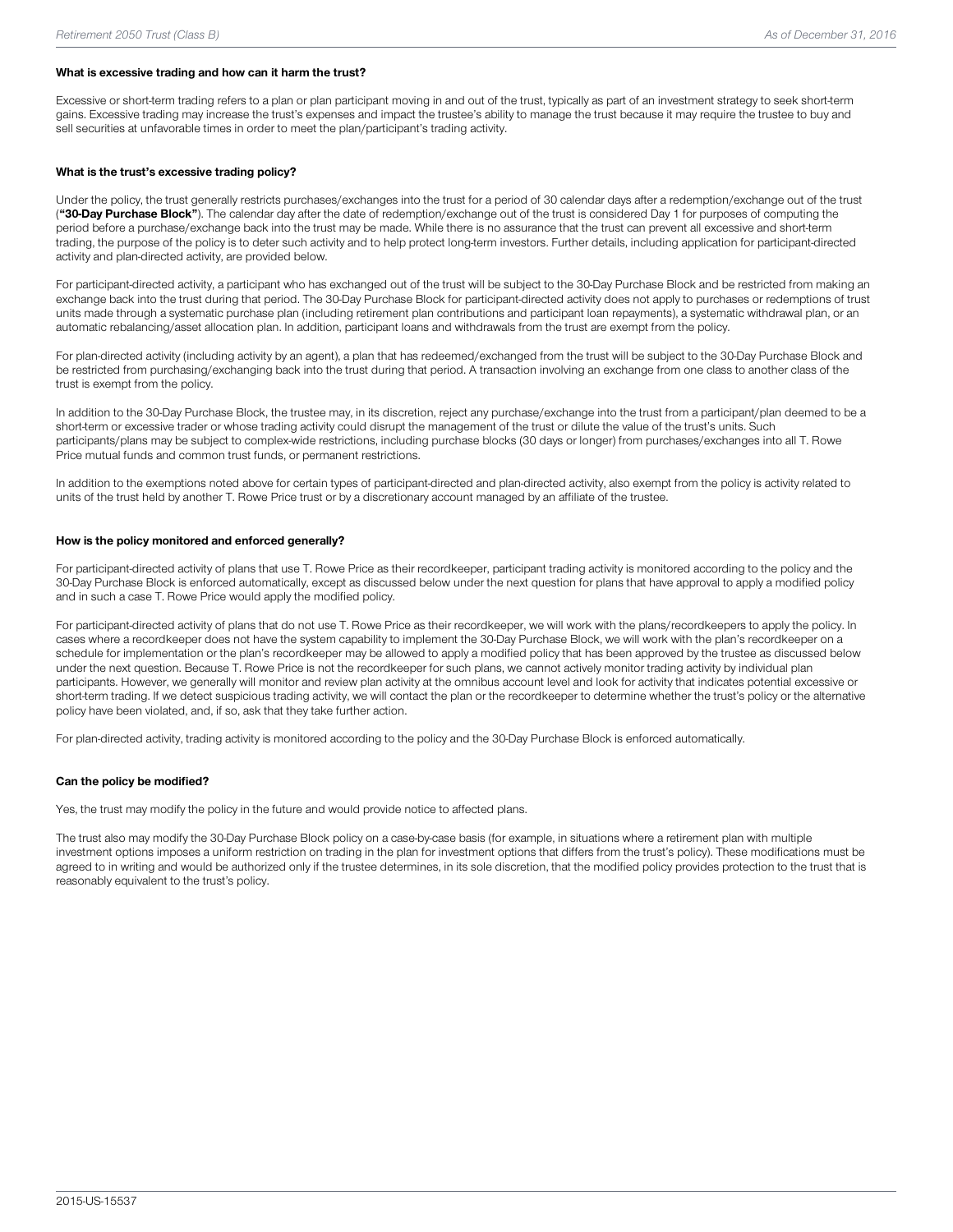### What is excessive trading and how can it harm the trust?

Excessive or short-term trading refers to a plan or plan participant moving in and out of the trust, typically as part of an investment strategy to seek short-term gains. Excessive trading may increase the trust's expenses and impact the trustee's ability to manage the trust because it may require the trustee to buy and sell securities at unfavorable times in order to meet the plan/participant's trading activity.

### What is the trust's excessive trading policy?

Under the policy, the trust generally restricts purchases/exchanges into the trust for a period of 30 calendar days after a redemption/exchange out of the trust (**"30-Day Purchase Block"**). The calendar day after the date of redemption/exchange out of the trust is considered Day 1 for purposes of computing the period before a purchase/exchange back into the trust may be made. While there is no assurance that the trust can prevent all excessive and short-term trading, the purpose of the policy is to deter such activity and to help protect long-term investors. Further details, including application for participant-directed activity and plan-directed activity, are provided below.

For participant-directed activity, a participant who has exchanged out of the trust will be subject to the 30-Day Purchase Block and be restricted from making an exchange back into the trust during that period. The 30-Day Purchase Block for participant-directed activity does not apply to purchases or redemptions of trust units made through a systematic purchase plan (including retirement plan contributions and participant loan repayments), a systematic withdrawal plan, or an automatic rebalancing/asset allocation plan. In addition, participant loans and withdrawals from the trust are exempt from the policy.

For plan-directed activity (including activity by an agent), a plan that has redeemed/exchanged from the trust will be subject to the 30-Day Purchase Block and be restricted from purchasing/exchanging back into the trust during that period. A transaction involving an exchange from one class to another class of the trust is exempt from the policy.

In addition to the 30-Day Purchase Block, the trustee may, in its discretion, reject any purchase/exchange into the trust from a participant/plan deemed to be a short-term or excessive trader or whose trading activity could disrupt the management of the trust or dilute the value of the trust's units. Such participants/plans may be subject to complex-wide restrictions, including purchase blocks (30 days or longer) from purchases/exchanges into all T. Rowe Price mutual funds and common trust funds, or permanent restrictions.

In addition to the exemptions noted above for certain types of participant-directed and plan-directed activity, also exempt from the policy is activity related to units of the trust held by another T. Rowe Price trust or by a discretionary account managed by an affiliate of the trustee.

### How is the policy monitored and enforced generally?

For participant-directed activity of plans that use T. Rowe Price as their recordkeeper, participant trading activity is monitored according to the policy and the 30-Day Purchase Block is enforced automatically, except as discussed below under the next question for plans that have approval to apply a modified policy and in such a case T. Rowe Price would apply the modified policy.

For participant-directed activity of plans that do not use T. Rowe Price as their recordkeeper, we will work with the plans/recordkeepers to apply the policy. In cases where a recordkeeper does not have the system capability to implement the 30-Day Purchase Block, we will work with the plan's recordkeeper on a schedule for implementation or the plan's recordkeeper may be allowed to apply a modified policy that has been approved by the trustee as discussed below under the next question. Because T. Rowe Price is not the recordkeeper for such plans, we cannot actively monitor trading activity by individual plan participants. However, we generally will monitor and review plan activity at the omnibus account level and look for activity that indicates potential excessive or short-term trading. If we detect suspicious trading activity, we will contact the plan or the recordkeeper to determine whether the trust's policy or the alternative policy have been violated, and, if so, ask that they take further action.

For plan-directed activity, trading activity is monitored according to the policy and the 30-Day Purchase Block is enforced automatically.

### Can the policy be modified?

Yes, the trust may modify the policy in the future and would provide notice to affected plans.

The trust also may modify the 30-Day Purchase Block policy on a case-by-case basis (for example, in situations where a retirement plan with multiple investment options imposes a uniform restriction on trading in the plan for investment options that differs from the trust's policy). These modifications must be agreed to in writing and would be authorized only if the trustee determines, in its sole discretion, that the modified policy provides protection to the trust that is reasonably equivalent to the trust's policy.